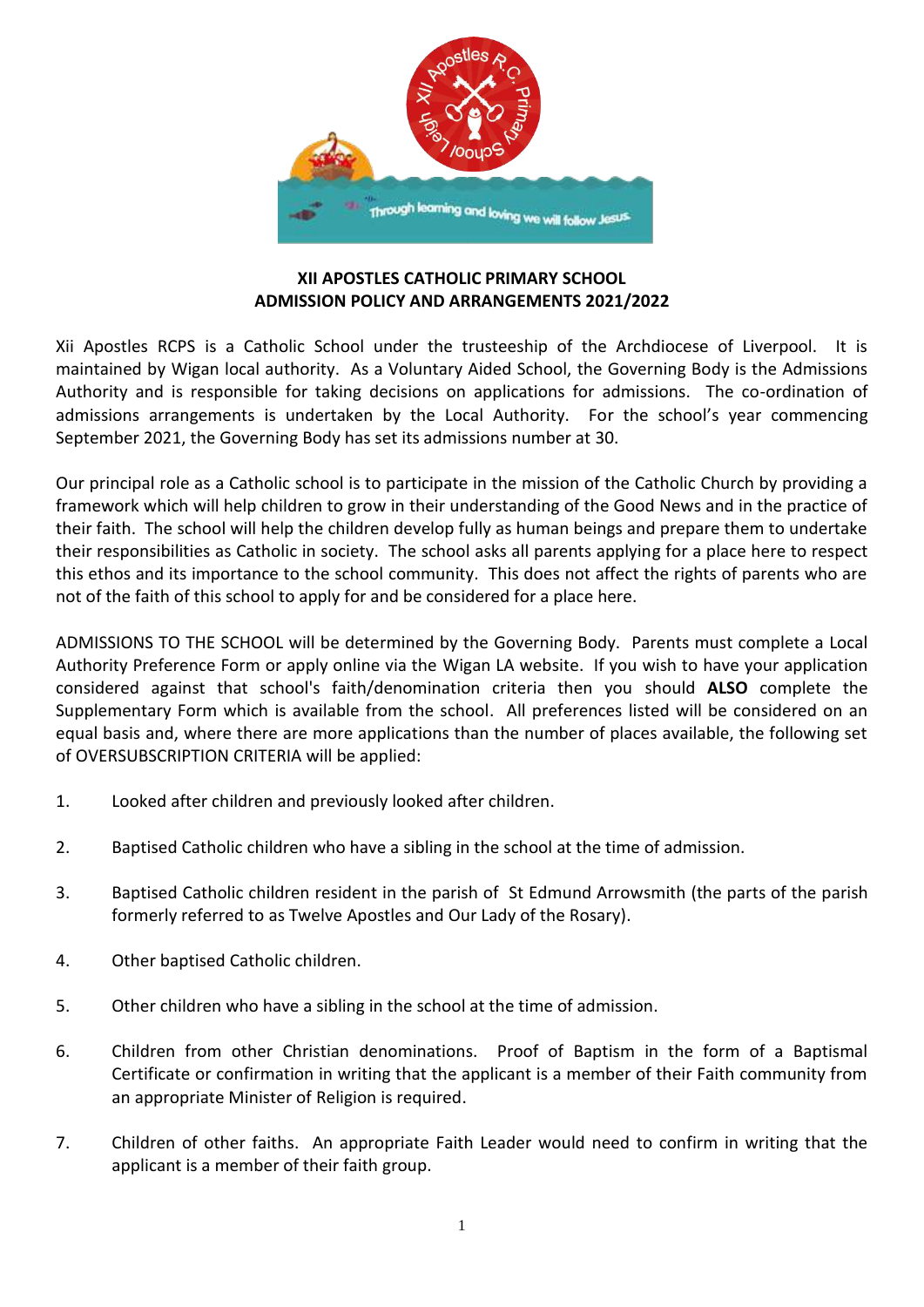## XII APOSTLES CATHOLIC PRIMARY SCHOOL
## ADMISSION POLICY AND ARRANGEMENTS 2021/2022

Xii Apostles RCPS is a Catholic School under the trusteeship of the Archdiocese of Liverpool. It is maintained by Wigan local authority. As a Voluntary Aided School, the Governing Body is the Admissions Authority and is responsible for taking decisions on applications for admissions. The co-ordination of admissions arrangements is undertaken by the Local Authority. For the school's year commencing September 2021, the Governing Body has set its admissions number at 30.

Our principal role as a Catholic school is to participate in the mission of the Catholic Church by providing a framework which will help children to grow in their understanding of the Good News and in the practice of their faith. The school will help the children develop fully as human beings and prepare them to undertake their responsibilities as Catholic in society. The school asks all parents applying for a place here to respect this ethos and its importance to the school community. This does not affect the rights of parents who are not of the faith of this school to apply for and be considered for a place here.

ADMISSIONS TO THE SCHOOL will be determined by the Governing Body. Parents must complete a Local Authority Preference Form or apply online via the Wigan LA website. If you wish to have your application considered against that school's faith/denomination criteria then you should **ALSO** complete the Supplementary Form which is available from the school. All preferences listed will be considered on an equal basis and, where there are more applications than the number of places available, the following set of OVERSUBSCRIPTION CRITERIA will be applied:

1. Looked after children and previously looked after children.

2. Baptised Catholic children who have a sibling in the school at the time of admission.

3. Baptised Catholic children resident in the parish of St Edmund Arrowsmith (the parts of the parish formerly referred to as Twelve Apostles and Our Lady of the Rosary).

4. Other baptised Catholic children.

5. Other children who have a sibling in the school at the time of admission.

6. Children from other Christian denominations. Proof of Baptism in the form of a Baptismal Certificate or confirmation in writing that the applicant is a member of their Faith community from an appropriate Minister of Religion is required.

7. Children of other faiths. An appropriate Faith Leader would need to confirm in writing that the applicant is a member of their faith group.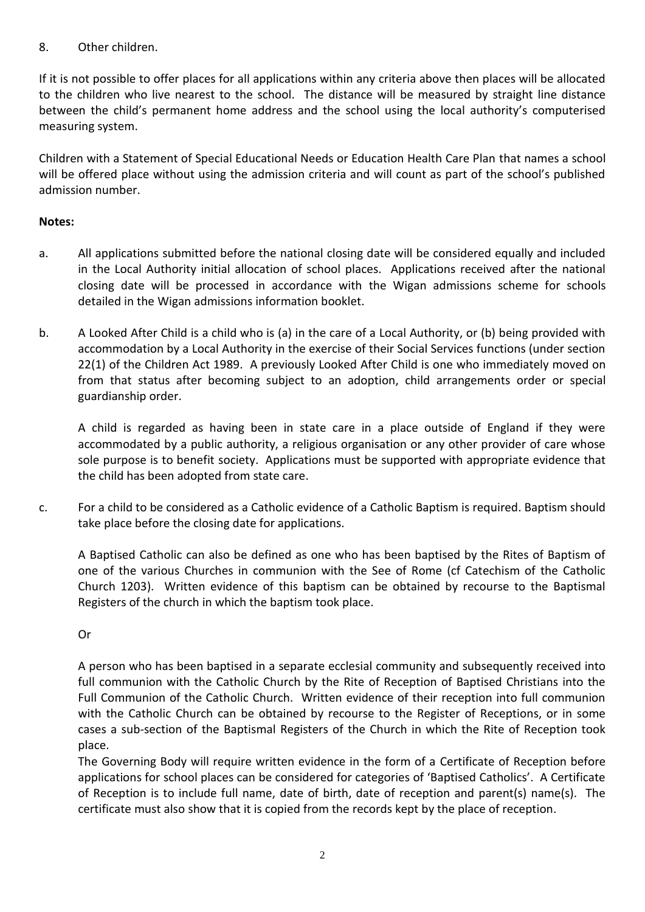8. Other children.

If it is not possible to offer places for all applications within any criteria above then places will be allocated to the children who live nearest to the school. The distance will be measured by straight line distance between the child's permanent home address and the school using the local authority's computerised measuring system.

Children with a Statement of Special Educational Needs or Education Health Care Plan that names a school will be offered place without using the admission criteria and will count as part of the school's published admission number.

**Notes:**

a. All applications submitted before the national closing date will be considered equally and included in the Local Authority initial allocation of school places. Applications received after the national closing date will be processed in accordance with the Wigan admissions scheme for schools detailed in the Wigan admissions information booklet.

b. A Looked After Child is a child who is (a) in the care of a Local Authority, or (b) being provided with accommodation by a Local Authority in the exercise of their Social Services functions (under section 22(1) of the Children Act 1989. A previously Looked After Child is one who immediately moved on from that status after becoming subject to an adoption, child arrangements order or special guardianship order.

   A child is regarded as having been in state care in a place outside of England if they were accommodated by a public authority, a religious organisation or any other provider of care whose sole purpose is to benefit society. Applications must be supported with appropriate evidence that the child has been adopted from state care.

c. For a child to be considered as a Catholic evidence of a Catholic Baptism is required. Baptism should take place before the closing date for applications.

   A Baptised Catholic can also be defined as one who has been baptised by the Rites of Baptism of one of the various Churches in communion with the See of Rome (cf Catechism of the Catholic Church 1203). Written evidence of this baptism can be obtained by recourse to the Baptismal Registers of the church in which the baptism took place.

   Or

   A person who has been baptised in a separate ecclesial community and subsequently received into full communion with the Catholic Church by the Rite of Reception of Baptised Christians into the Full Communion of the Catholic Church. Written evidence of their reception into full communion with the Catholic Church can be obtained by recourse to the Register of Receptions, or in some cases a sub-section of the Baptismal Registers of the Church in which the Rite of Reception took place.

   The Governing Body will require written evidence in the form of a Certificate of Reception before applications for school places can be considered for categories of 'Baptised Catholics'. A Certificate of Reception is to include full name, date of birth, date of reception and parent(s) name(s). The certificate must also show that it is copied from the records kept by the place of reception.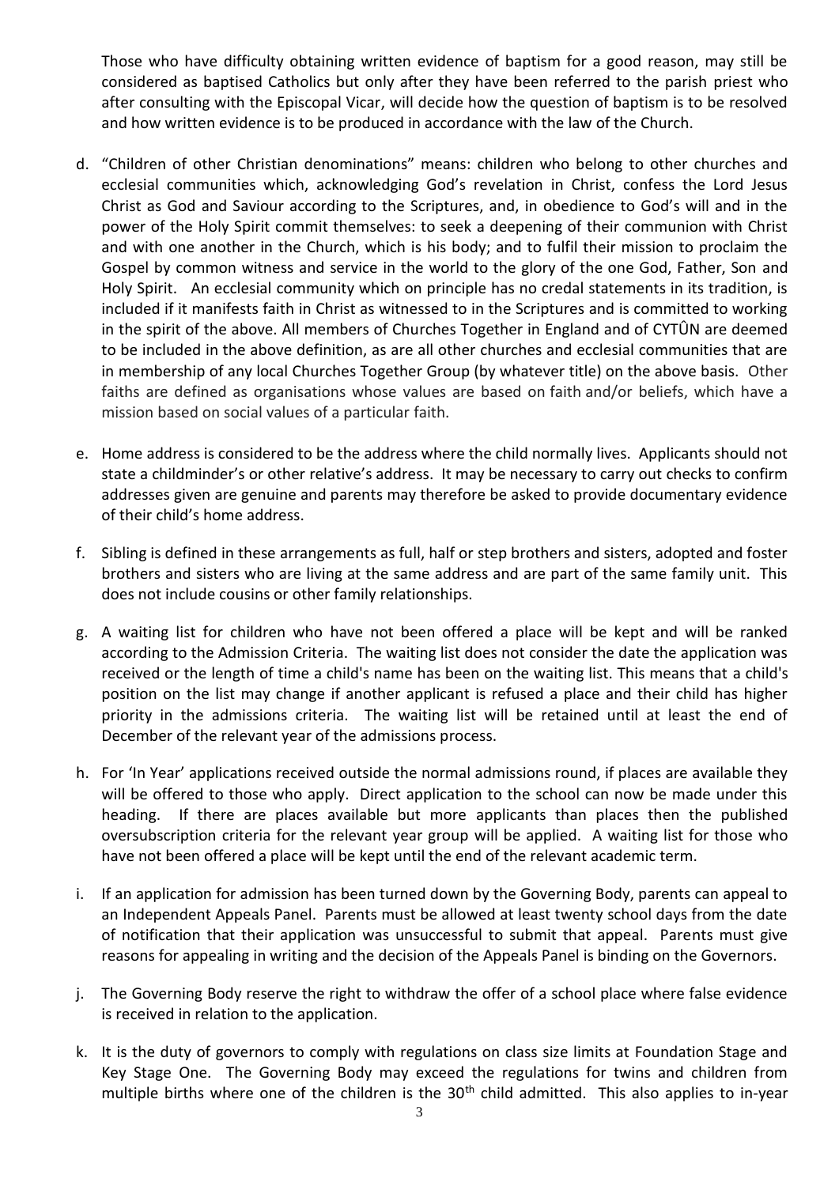Those who have difficulty obtaining written evidence of baptism for a good reason, may still be considered as baptised Catholics but only after they have been referred to the parish priest who after consulting with the Episcopal Vicar, will decide how the question of baptism is to be resolved and how written evidence is to be produced in accordance with the law of the Church.

d. "Children of other Christian denominations" means: children who belong to other churches and ecclesial communities which, acknowledging God's revelation in Christ, confess the Lord Jesus Christ as God and Saviour according to the Scriptures, and, in obedience to God's will and in the power of the Holy Spirit commit themselves: to seek a deepening of their communion with Christ and with one another in the Church, which is his body; and to fulfil their mission to proclaim the Gospel by common witness and service in the world to the glory of the one God, Father, Son and Holy Spirit. An ecclesial community which on principle has no credal statements in its tradition, is included if it manifests faith in Christ as witnessed to in the Scriptures and is committed to working in the spirit of the above. All members of Churches Together in England and of CYTÛN are deemed to be included in the above definition, as are all other churches and ecclesial communities that are in membership of any local Churches Together Group (by whatever title) on the above basis. Other faiths are defined as organisations whose values are based on faith and/or beliefs, which have a mission based on social values of a particular faith.

e. Home address is considered to be the address where the child normally lives. Applicants should not state a childminder's or other relative's address. It may be necessary to carry out checks to confirm addresses given are genuine and parents may therefore be asked to provide documentary evidence of their child's home address.

f. Sibling is defined in these arrangements as full, half or step brothers and sisters, adopted and foster brothers and sisters who are living at the same address and are part of the same family unit. This does not include cousins or other family relationships.

g. A waiting list for children who have not been offered a place will be kept and will be ranked according to the Admission Criteria. The waiting list does not consider the date the application was received or the length of time a child's name has been on the waiting list. This means that a child's position on the list may change if another applicant is refused a place and their child has higher priority in the admissions criteria. The waiting list will be retained until at least the end of December of the relevant year of the admissions process.

h. For 'In Year' applications received outside the normal admissions round, if places are available they will be offered to those who apply. Direct application to the school can now be made under this heading. If there are places available but more applicants than places then the published oversubscription criteria for the relevant year group will be applied. A waiting list for those who have not been offered a place will be kept until the end of the relevant academic term.

i. If an application for admission has been turned down by the Governing Body, parents can appeal to an Independent Appeals Panel. Parents must be allowed at least twenty school days from the date of notification that their application was unsuccessful to submit that appeal. Parents must give reasons for appealing in writing and the decision of the Appeals Panel is binding on the Governors.

j. The Governing Body reserve the right to withdraw the offer of a school place where false evidence is received in relation to the application.

k. It is the duty of governors to comply with regulations on class size limits at Foundation Stage and Key Stage One. The Governing Body may exceed the regulations for twins and children from multiple births where one of the children is the 30th child admitted. This also applies to in-year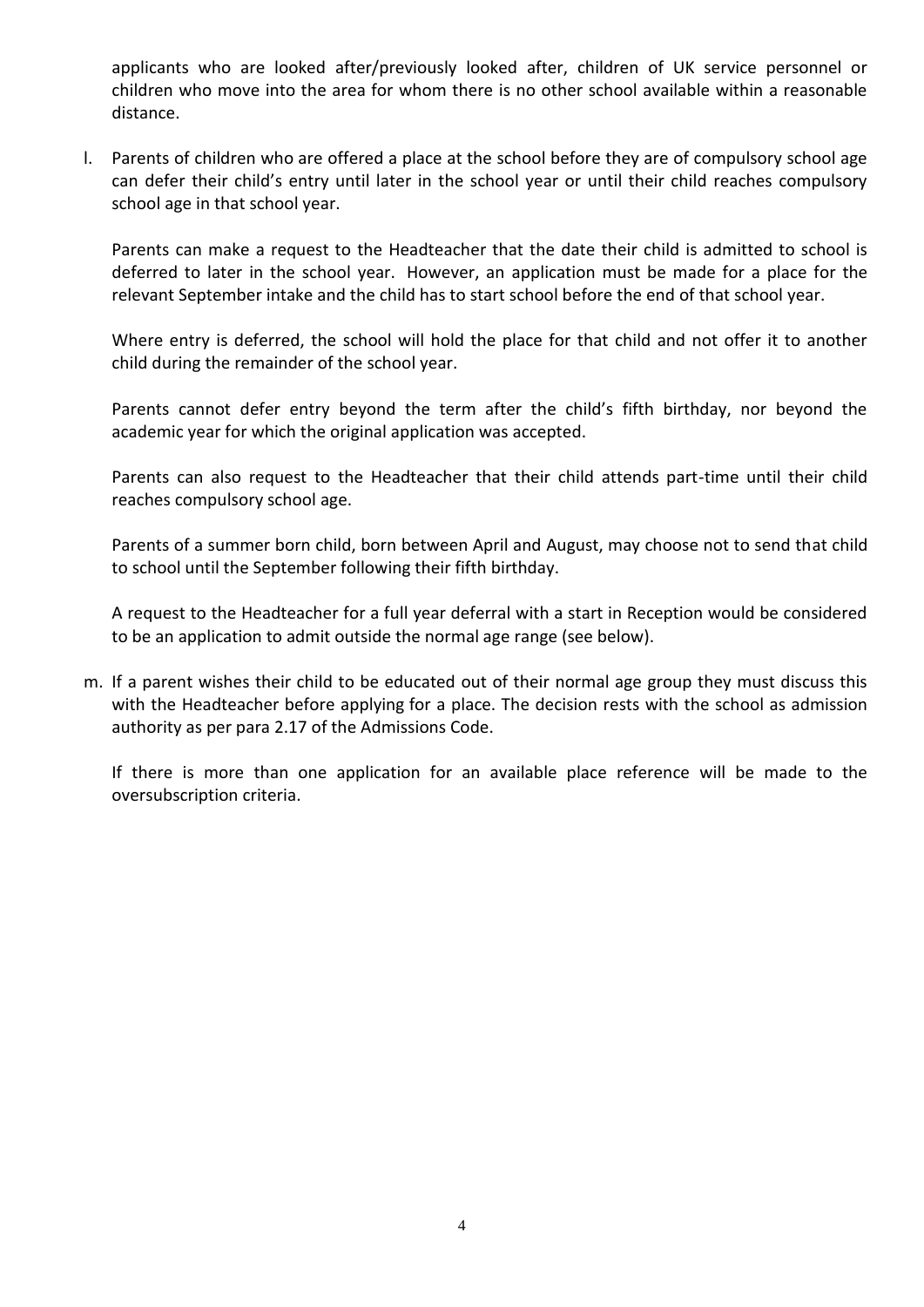applicants who are looked after/previously looked after, children of UK service personnel or children who move into the area for whom there is no other school available within a reasonable distance.

l. Parents of children who are offered a place at the school before they are of compulsory school age can defer their child's entry until later in the school year or until their child reaches compulsory school age in that school year.

   Parents can make a request to the Headteacher that the date their child is admitted to school is deferred to later in the school year. However, an application must be made for a place for the relevant September intake and the child has to start school before the end of that school year.

   Where entry is deferred, the school will hold the place for that child and not offer it to another child during the remainder of the school year.

   Parents cannot defer entry beyond the term after the child's fifth birthday, nor beyond the academic year for which the original application was accepted.

   Parents can also request to the Headteacher that their child attends part-time until their child reaches compulsory school age.

   Parents of a summer born child, born between April and August, may choose not to send that child to school until the September following their fifth birthday.

   A request to the Headteacher for a full year deferral with a start in Reception would be considered to be an application to admit outside the normal age range (see below).

m. If a parent wishes their child to be educated out of their normal age group they must discuss this with the Headteacher before applying for a place. The decision rests with the school as admission authority as per para 2.17 of the Admissions Code.

   If there is more than one application for an available place reference will be made to the oversubscription criteria.